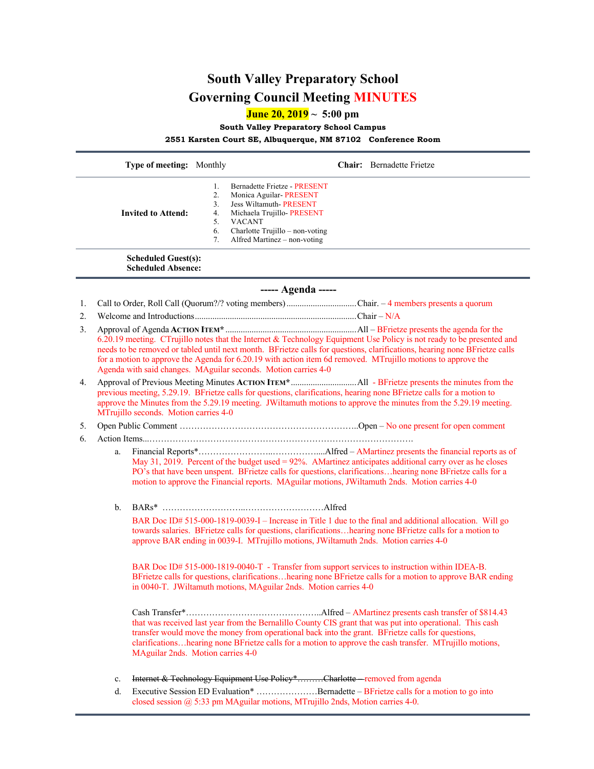# South Valley Preparatory School

## Governing Council Meeting MINUTES

**June 20, 2019 ~ 5:00 pm**

**South Valley Preparatory School Campus**

**2551 Karsten Court SE, Albuquerque, NM 87102 Conference Room**

| | | | |
|---|---|---|---|
| **Type of meeting:** | Monthly | **Chair:** | Bernadette Frietze |
| **Invited to Attend:** | 1. Bernadette Frietze - PRESENT<br>2. Monica Aguilar- PRESENT<br>3. Jess Wiltamuth- PRESENT<br>4. Michaela Trujillo- PRESENT<br>5. VACANT<br>6. Charlotte Trujillo – non-voting<br>7. Alfred Martinez – non-voting | | |
| **Scheduled Guest(s):**<br>**Scheduled Absence:** | | | |

### ----- Agenda -----

1. Call to Order, Roll Call (Quorum?/? voting members)................................Chair. – 4 members presents a quorum
2. Welcome and Introductions.........................................................................Chair – N/A
3. Approval of Agenda **Action Item\***...........................................................All – BFrietze presents the agenda for the 6.20.19 meeting. CTrujillo notes that the Internet & Technology Equipment Use Policy is not ready to be presented and needs to be removed or tabled until next month. BFrietze calls for questions, clarifications, hearing none BFrietze calls for a motion to approve the Agenda for 6.20.19 with action item 6d removed. MTrujillo motions to approve the Agenda with said changes. MAguilar seconds. Motion carries 4-0
4. Approval of Previous Meeting Minutes **Action Item\***..............................All - BFrietze presents the minutes from the previous meeting, 5.29.19. BFrietze calls for questions, clarifications, hearing none BFrietze calls for a motion to approve the Minutes from the 5.29.19 meeting. JWiltamuth motions to approve the minutes from the 5.29.19 meeting. MTrujillo seconds. Motion carries 4-0
5. Open Public Comment ………………………………………………………..Open – No one present for open comment
6. Action Items...………………………………………………………………………………….
   a. Financial Reports\*……………………..……………….....Alfred – AMartinez presents the financial reports as of May 31, 2019. Percent of the budget used = 92%. AMartinez anticipates additional carry over as he closes PO's that have been unspent. BFrietze calls for questions, clarifications…hearing none BFrietze calls for a motion to approve the Financial reports. MAguilar motions, JWiltamuth 2nds. Motion carries 4-0

   b. BARs\* ………………………...………………………Alfred

      BAR Doc ID# 515-000-1819-0039-I – Increase in Title 1 due to the final and additional allocation. Will go towards salaries. BFrietze calls for questions, clarifications…hearing none BFrietze calls for a motion to approve BAR ending in 0039-I. MTrujillo motions, JWiltamuth 2nds. Motion carries 4-0

      BAR Doc ID# 515-000-1819-0040-T - Transfer from support services to instruction within IDEA-B. BFrietze calls for questions, clarifications…hearing none BFrietze calls for a motion to approve BAR ending in 0040-T. JWiltamuth motions, MAguilar 2nds. Motion carries 4-0

      Cash Transfer\*………………………………………..Alfred – AMartinez presents cash transfer of $814.43 that was received last year from the Bernalillo County CIS grant that was put into operational. This cash transfer would move the money from operational back into the grant. BFrietze calls for questions, clarifications…hearing none BFrietze calls for a motion to approve the cash transfer. MTrujillo motions, MAguilar 2nds. Motion carries 4-0

   c. ~~Internet & Technology Equipment Use Policy\*………Charlotte –~~ removed from agenda
   d. Executive Session ED Evaluation\* …………………Bernadette – BFrietze calls for a motion to go into closed session @ 5:33 pm MAguilar motions, MTrujillo 2nds, Motion carries 4-0.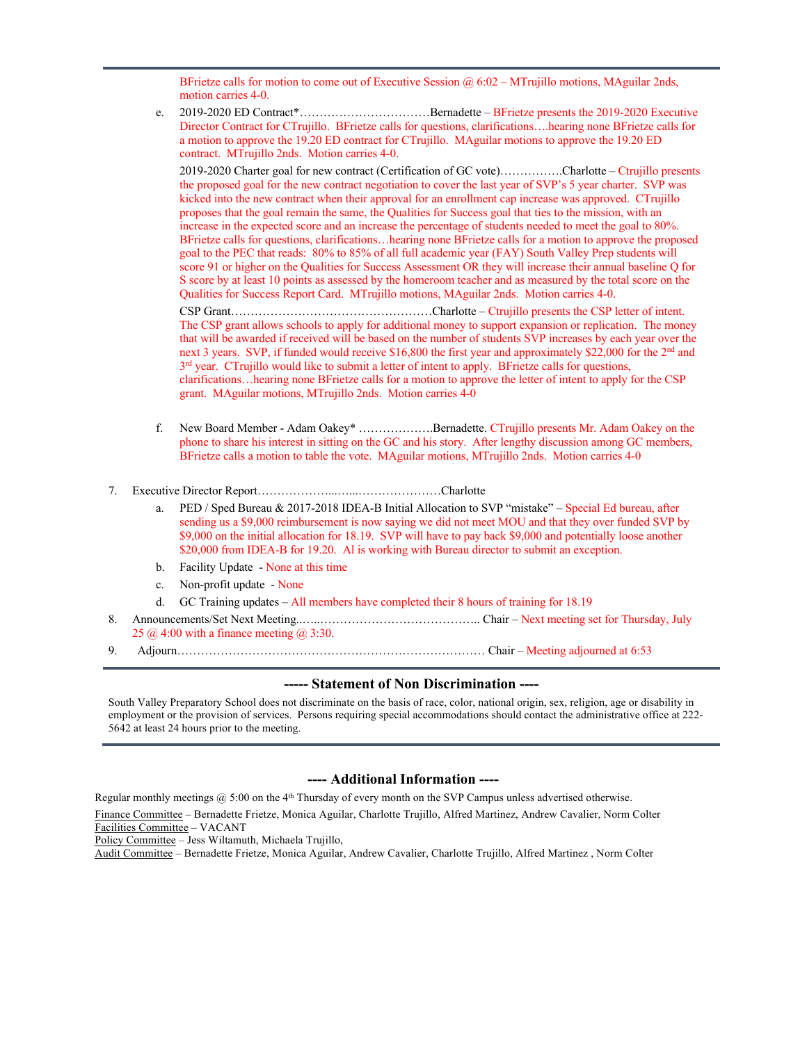BFrietze calls for motion to come out of Executive Session @ 6:02 – MTrujillo motions, MAguilar 2nds, motion carries 4-0.

e. 2019-2020 ED Contract*……………………………Bernadette – BFrietze presents the 2019-2020 Executive Director Contract for CTrujillo. BFrietze calls for questions, clarifications….hearing none BFrietze calls for a motion to approve the 19.20 ED contract for CTrujillo. MAguilar motions to approve the 19.20 ED contract. MTrujillo 2nds. Motion carries 4-0.

   2019-2020 Charter goal for new contract (Certification of GC vote)…………….Charlotte – Ctrujillo presents the proposed goal for the new contract negotiation to cover the last year of SVP's 5 year charter. SVP was kicked into the new contract when their approval for an enrollment cap increase was approved. CTrujillo proposes that the goal remain the same, the Qualities for Success goal that ties to the mission, with an increase in the expected score and an increase the percentage of students needed to meet the goal to 80%. BFrietze calls for questions, clarifications…hearing none BFrietze calls for a motion to approve the proposed goal to the PEC that reads: 80% to 85% of all full academic year (FAY) South Valley Prep students will score 91 or higher on the Qualities for Success Assessment OR they will increase their annual baseline Q for S score by at least 10 points as assessed by the homeroom teacher and as measured by the total score on the Qualities for Success Report Card. MTrujillo motions, MAguilar 2nds. Motion carries 4-0.

   CSP Grant……………………………………………Charlotte – Ctrujillo presents the CSP letter of intent. The CSP grant allows schools to apply for additional money to support expansion or replication. The money that will be awarded if received will be based on the number of students SVP increases by each year over the next 3 years. SVP, if funded would receive $16,800 the first year and approximately $22,000 for the 2nd and 3rd year. CTrujillo would like to submit a letter of intent to apply. BFrietze calls for questions, clarifications…hearing none BFrietze calls for a motion to approve the letter of intent to apply for the CSP grant. MAguilar motions, MTrujillo 2nds. Motion carries 4-0

f. New Board Member - Adam Oakey* ……………….Bernadette. CTrujillo presents Mr. Adam Oakey on the phone to share his interest in sitting on the GC and his story. After lengthy discussion among GC members, BFrietze calls a motion to table the vote. MAguilar motions, MTrujillo 2nds. Motion carries 4-0

7. Executive Director Report………………...…...…………………Charlotte
   a. PED / Sped Bureau & 2017-2018 IDEA-B Initial Allocation to SVP "mistake" – Special Ed bureau, after sending us a $9,000 reimbursement is now saying we did not meet MOU and that they over funded SVP by $9,000 on the initial allocation for 18.19. SVP will have to pay back $9,000 and potentially loose another $20,000 from IDEA-B for 19.20. Al is working with Bureau director to submit an exception.
   b. Facility Update - None at this time
   c. Non-profit update - None
   d. GC Training updates – All members have completed their 8 hours of training for 18.19
8. Announcements/Set Next Meeting..…..………………………………….. Chair – Next meeting set for Thursday, July 25 @ 4:00 with a finance meeting @ 3:30.
9. Adjourn…………………………………………………………………… Chair – Meeting adjourned at 6:53

## ----- Statement of Non Discrimination ----

South Valley Preparatory School does not discriminate on the basis of race, color, national origin, sex, religion, age or disability in employment or the provision of services. Persons requiring special accommodations should contact the administrative office at 222-5642 at least 24 hours prior to the meeting.

## ---- Additional Information ----

Regular monthly meetings @ 5:00 on the 4th Thursday of every month on the SVP Campus unless advertised otherwise.

Finance Committee – Bernadette Frietze, Monica Aguilar, Charlotte Trujillo, Alfred Martinez, Andrew Cavalier, Norm Colter
Facilities Committee – VACANT
Policy Committee – Jess Wiltamuth, Michaela Trujillo,
Audit Committee – Bernadette Frietze, Monica Aguilar, Andrew Cavalier, Charlotte Trujillo, Alfred Martinez , Norm Colter